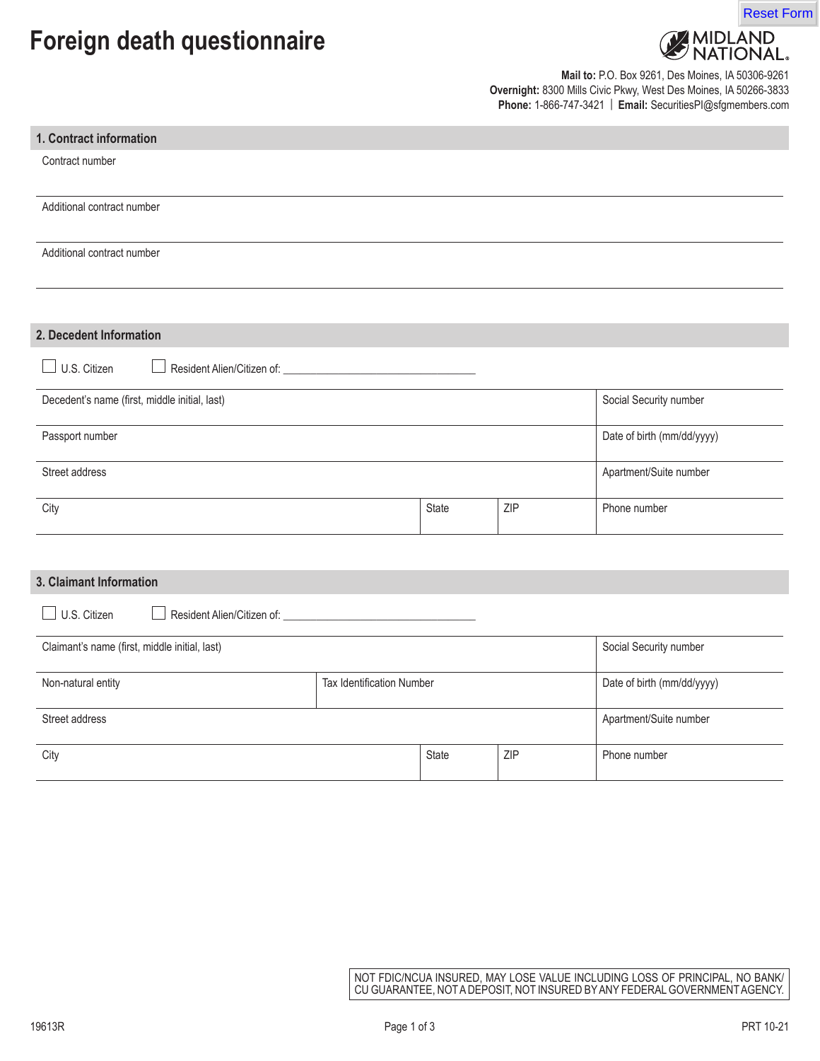# Foreign death questionnaire

MIDLAND NATIONAL.

**Mail to:** P.O. Box 9261, Des Moines, IA 50306-9261
**Overnight:** 8300 Mills Civic Pkwy, West Des Moines, IA 50266-3833
**Phone:** 1-866-747-3421 | **Email:** SecuritiesPI@sfgmembers.com

## 1. Contract information

| Contract number |
|---|
| |
| Additional contract number |
| |
| Additional contract number |
| |

## 2. Decedent Information

☐ U.S. Citizen ☐ Resident Alien/Citizen of: ___________________________________

| Decedent's name (first, middle initial, last) | | | Social Security number |
|---|---|---|---|
| Passport number | | | Date of birth (mm/dd/yyyy) |
| Street address | | | Apartment/Suite number |
| City | State | ZIP | Phone number |

## 3. Claimant Information

☐ U.S. Citizen ☐ Resident Alien/Citizen of: ___________________________________

| Claimant's name (first, middle initial, last) | | | Social Security number |
|---|---|---|---|
| Non-natural entity | Tax Identification Number | | Date of birth (mm/dd/yyyy) |
| Street address | | | Apartment/Suite number |
| City | State | ZIP | Phone number |

NOT FDIC/NCUA INSURED, MAY LOSE VALUE INCLUDING LOSS OF PRINCIPAL, NO BANK/CU GUARANTEE, NOT A DEPOSIT, NOT INSURED BY ANY FEDERAL GOVERNMENT AGENCY.

19613R PRT 10-21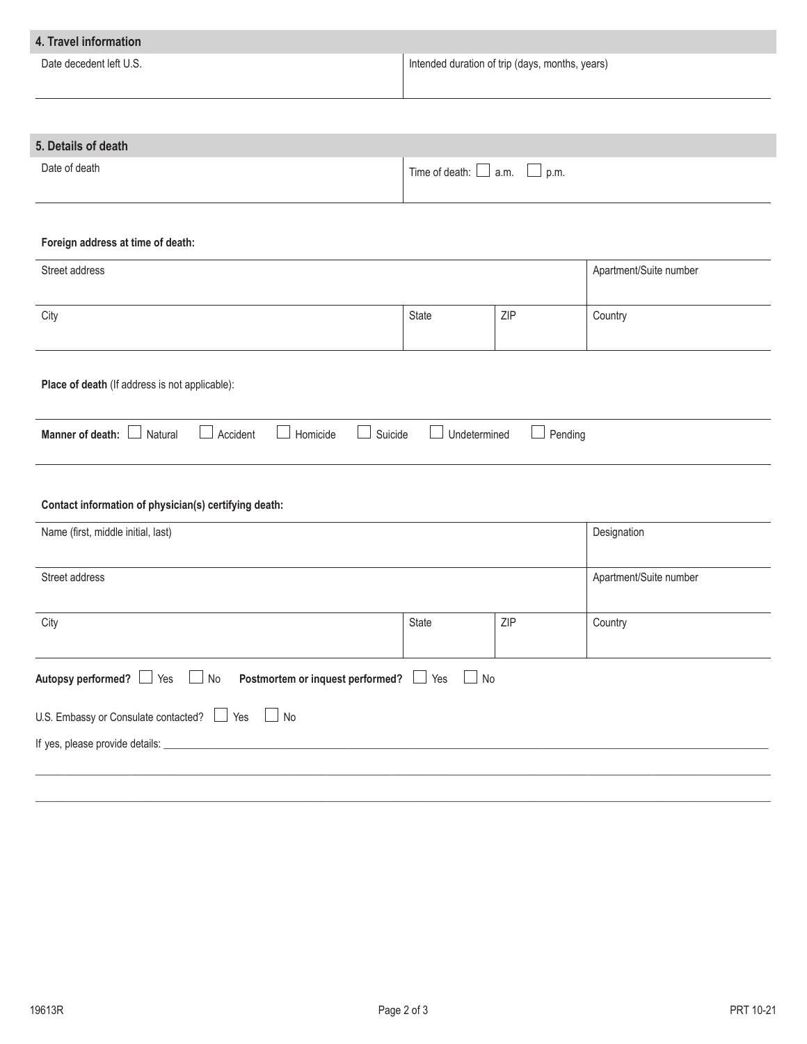## 4. Travel information

| Date decedent left U.S. | Intended duration of trip (days, months, years) |
| --- | --- |
| | |

## 5. Details of death

| Date of death | Time of death: ☐ a.m. ☐ p.m. |
| --- | --- |
| | |

**Foreign address at time of death:**

| Street address | | | Apartment/Suite number |
| --- | --- | --- | --- |
| | | | |
| **City** | **State** | **ZIP** | **Country** |
| | | | |

**Place of death** (If address is not applicable):

**Manner of death:** ☐ Natural ☐ Accident ☐ Homicide ☐ Suicide ☐ Undetermined ☐ Pending

**Contact information of physician(s) certifying death:**

| Name (first, middle initial, last) | | | Designation |
| --- | --- | --- | --- |
| | | | |
| **Street address** | | | **Apartment/Suite number** |
| | | | |
| **City** | **State** | **ZIP** | **Country** |
| | | | |

**Autopsy performed?** ☐ Yes ☐ No **Postmortem or inquest performed?** ☐ Yes ☐ No

U.S. Embassy or Consulate contacted? ☐ Yes ☐ No

If yes, please provide details: ______________________________________________

______________________________________________

______________________________________________

19613R PRT 10-21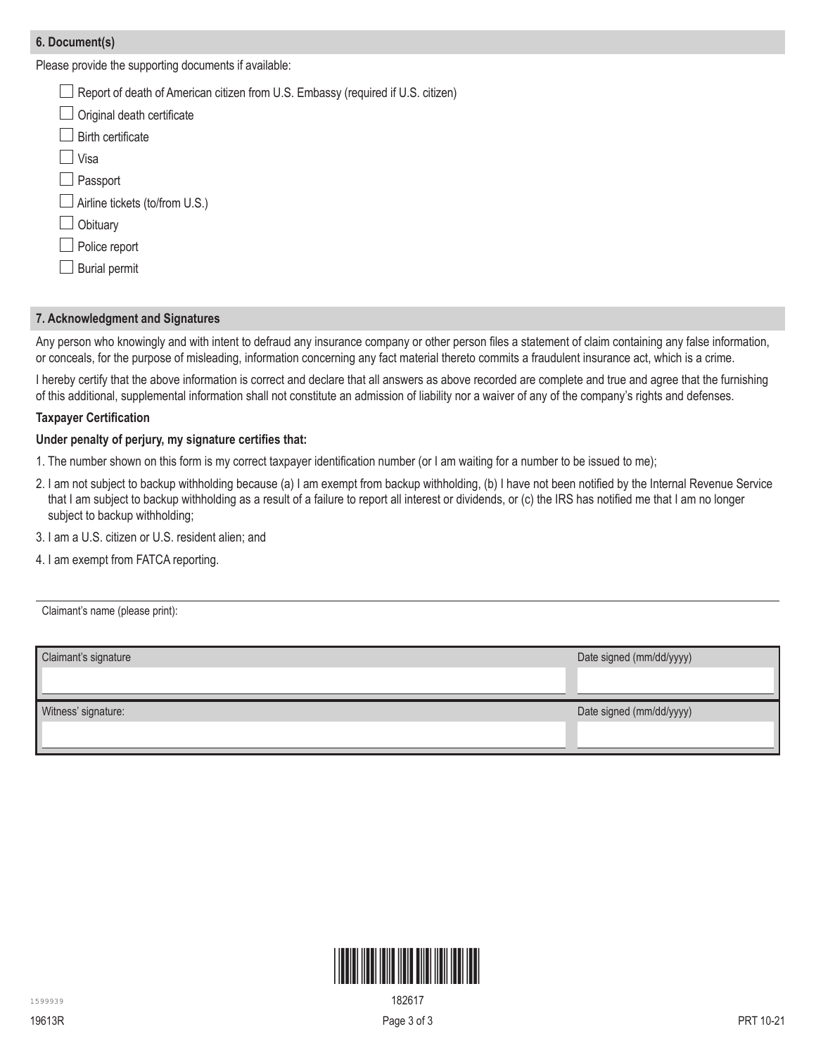## 6. Document(s)

Please provide the supporting documents if available:

- ☐ Report of death of American citizen from U.S. Embassy (required if U.S. citizen)
- ☐ Original death certificate
- ☐ Birth certificate
- ☐ Visa
- ☐ Passport
- ☐ Airline tickets (to/from U.S.)
- ☐ Obituary
- ☐ Police report
- ☐ Burial permit

## 7. Acknowledgment and Signatures

Any person who knowingly and with intent to defraud any insurance company or other person files a statement of claim containing any false information, or conceals, for the purpose of misleading, information concerning any fact material thereto commits a fraudulent insurance act, which is a crime.

I hereby certify that the above information is correct and declare that all answers as above recorded are complete and true and agree that the furnishing of this additional, supplemental information shall not constitute an admission of liability nor a waiver of any of the company's rights and defenses.

**Taxpayer Certification**

**Under penalty of perjury, my signature certifies that:**

1. The number shown on this form is my correct taxpayer identification number (or I am waiting for a number to be issued to me);
2. I am not subject to backup withholding because (a) I am exempt from backup withholding, (b) I have not been notified by the Internal Revenue Service that I am subject to backup withholding as a result of a failure to report all interest or dividends, or (c) the IRS has notified me that I am no longer subject to backup withholding;
3. I am a U.S. citizen or U.S. resident alien; and
4. I am exempt from FATCA reporting.

Claimant's name (please print):

| Claimant's signature | Date signed (mm/dd/yyyy) |
| --- | --- |
| | |
| **Witness' signature:** | **Date signed (mm/dd/yyyy)** |
| | |

1599939

182617

19613R

PRT 10-21